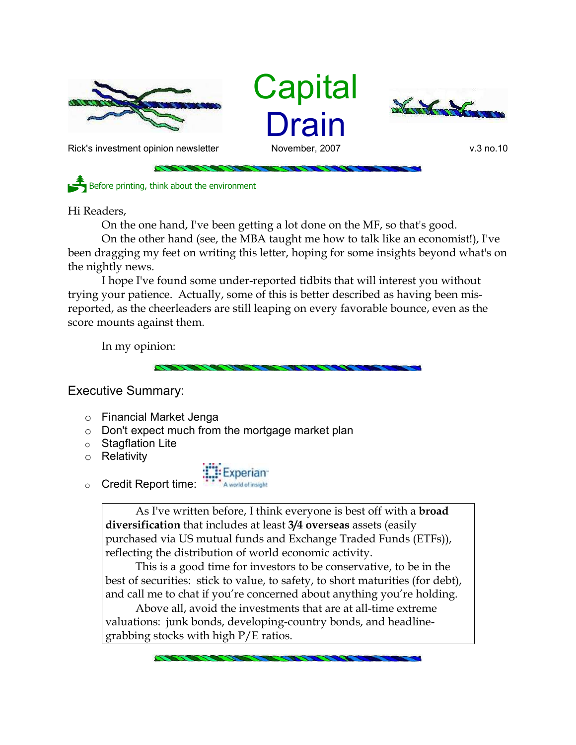# Capital Drain

Rick's investment opinion newsletter | November, 2007 | v.3 no.10

Before printing, think about the environment

Hi Readers,

On the one hand, I've been getting a lot done on the MF, so that's good.

On the other hand (see, the MBA taught me how to talk like an economist!), I've been dragging my feet on writing this letter, hoping for some insights beyond what's on the nightly news.

I hope I've found some under-reported tidbits that will interest you without trying your patience. Actually, some of this is better described as having been mis-reported, as the cheerleaders are still leaping on every favorable bounce, even as the score mounts against them.

In my opinion:

## Executive Summary:

- Financial Market Jenga
- Don't expect much from the mortgage market plan
- Stagflation Lite
- Relativity
- Credit Report time: Experian

As I've written before, I think everyone is best off with a **broad diversification** that includes at least **3/4 overseas** assets (easily purchased via US mutual funds and Exchange Traded Funds (ETFs)), reflecting the distribution of world economic activity.

This is a good time for investors to be conservative, to be in the best of securities: stick to value, to safety, to short maturities (for debt), and call me to chat if you're concerned about anything you're holding.

Above all, avoid the investments that are at all-time extreme valuations: junk bonds, developing-country bonds, and headline-grabbing stocks with high P/E ratios.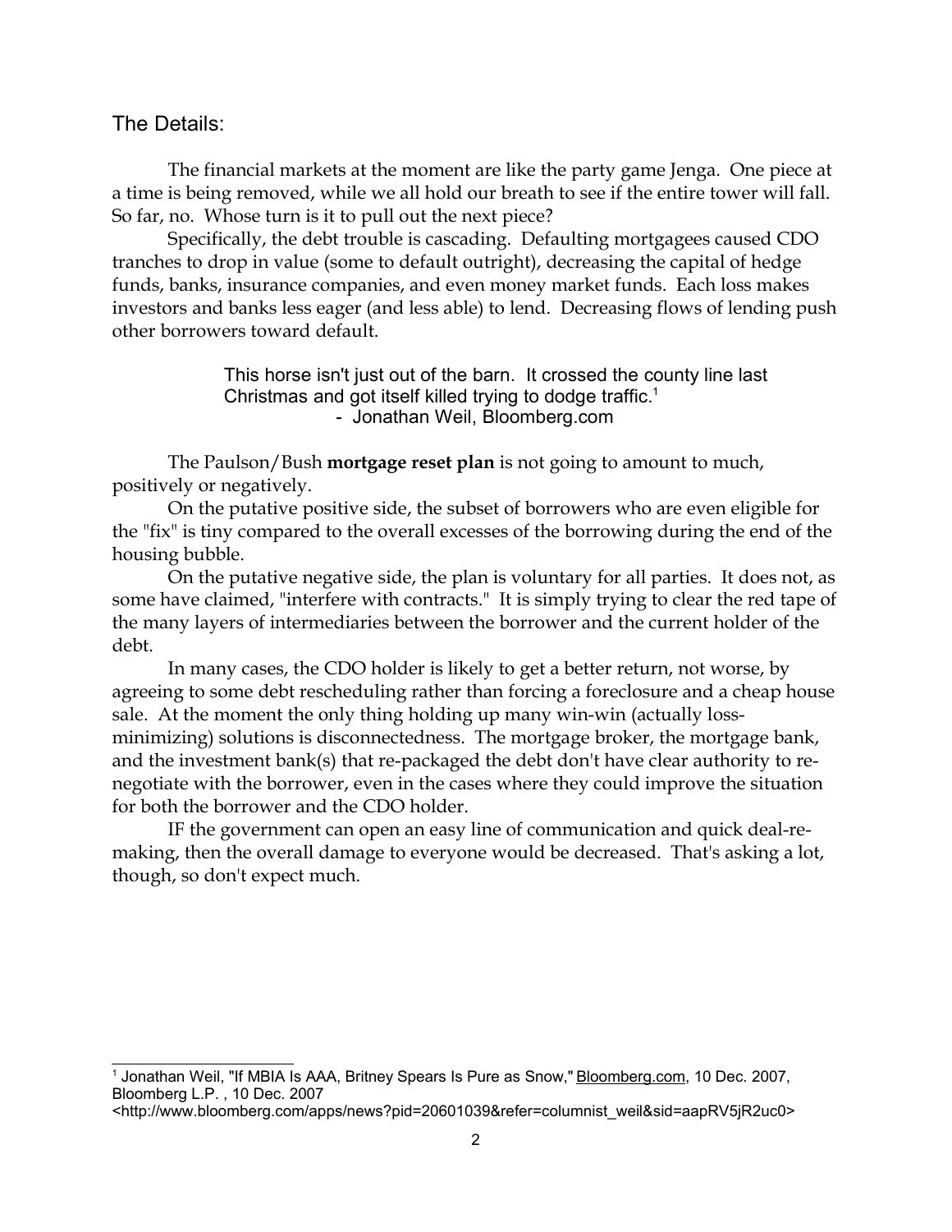## The Details:

The financial markets at the moment are like the party game Jenga. One piece at a time is being removed, while we all hold our breath to see if the entire tower will fall. So far, no. Whose turn is it to pull out the next piece?

Specifically, the debt trouble is cascading. Defaulting mortgagees caused CDO tranches to drop in value (some to default outright), decreasing the capital of hedge funds, banks, insurance companies, and even money market funds. Each loss makes investors and banks less eager (and less able) to lend. Decreasing flows of lending push other borrowers toward default.

> This horse isn't just out of the barn. It crossed the county line last Christmas and got itself killed trying to dodge traffic.[1]
>
> - Jonathan Weil, Bloomberg.com

The Paulson/Bush **mortgage reset plan** is not going to amount to much, positively or negatively.

On the putative positive side, the subset of borrowers who are even eligible for the "fix" is tiny compared to the overall excesses of the borrowing during the end of the housing bubble.

On the putative negative side, the plan is voluntary for all parties. It does not, as some have claimed, "interfere with contracts." It is simply trying to clear the red tape of the many layers of intermediaries between the borrower and the current holder of the debt.

In many cases, the CDO holder is likely to get a better return, not worse, by agreeing to some debt rescheduling rather than forcing a foreclosure and a cheap house sale. At the moment the only thing holding up many win-win (actually loss-minimizing) solutions is disconnectedness. The mortgage broker, the mortgage bank, and the investment bank(s) that re-packaged the debt don't have clear authority to re-negotiate with the borrower, even in the cases where they could improve the situation for both the borrower and the CDO holder.

IF the government can open an easy line of communication and quick deal-re-making, then the overall damage to everyone would be decreased. That's asking a lot, though, so don't expect much.

---

[1] Jonathan Weil, "If MBIA Is AAA, Britney Spears Is Pure as Snow," Bloomberg.com, 10 Dec. 2007, Bloomberg L.P. , 10 Dec. 2007 <http://www.bloomberg.com/apps/news?pid=20601039&refer=columnist_weil&sid=aapRV5jR2uc0>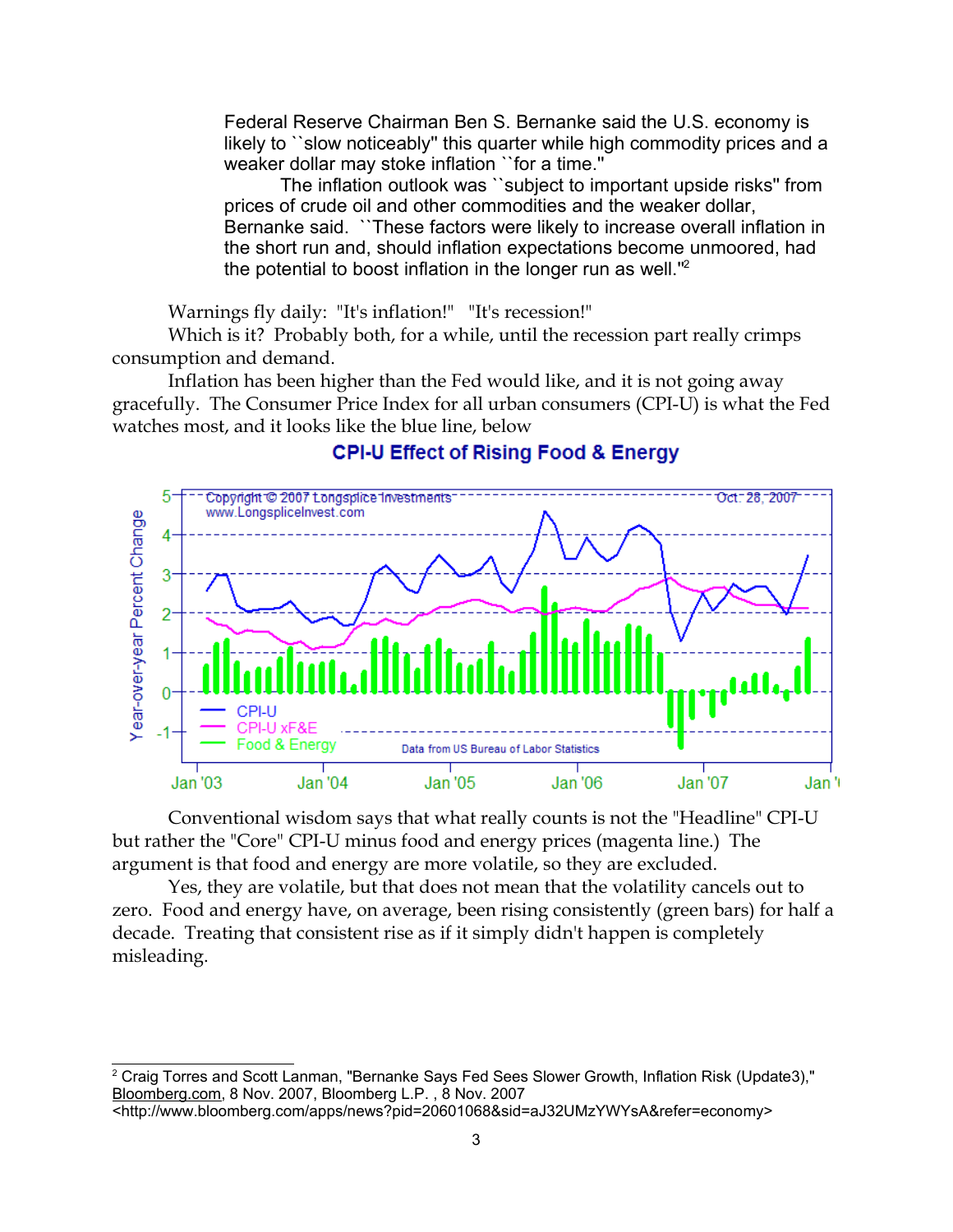> Federal Reserve Chairman Ben S. Bernanke said the U.S. economy is likely to ``slow noticeably'' this quarter while high commodity prices and a weaker dollar may stoke inflation ``for a time.''
>
> The inflation outlook was ``subject to important upside risks'' from prices of crude oil and other commodities and the weaker dollar, Bernanke said. ``These factors were likely to increase overall inflation in the short run and, should inflation expectations become unmoored, had the potential to boost inflation in the longer run as well.''[2]

Warnings fly daily: "It's inflation!" "It's recession!"

Which is it? Probably both, for a while, until the recession part really crimps consumption and demand.

Inflation has been higher than the Fed would like, and it is not going away gracefully. The Consumer Price Index for all urban consumers (CPI-U) is what the Fed watches most, and it looks like the blue line, below

**CPI-U Effect of Rising Food & Energy**

Conventional wisdom says that what really counts is not the "Headline" CPI-U but rather the "Core" CPI-U minus food and energy prices (magenta line.) The argument is that food and energy are more volatile, so they are excluded.

Yes, they are volatile, but that does not mean that the volatility cancels out to zero. Food and energy have, on average, been rising consistently (green bars) for half a decade. Treating that consistent rise as if it simply didn't happen is completely misleading.

---

[2] Craig Torres and Scott Lanman, "Bernanke Says Fed Sees Slower Growth, Inflation Risk (Update3)," Bloomberg.com, 8 Nov. 2007, Bloomberg L.P. , 8 Nov. 2007 <http://www.bloomberg.com/apps/news?pid=20601068&sid=aJ32UMzYWYsA&refer=economy>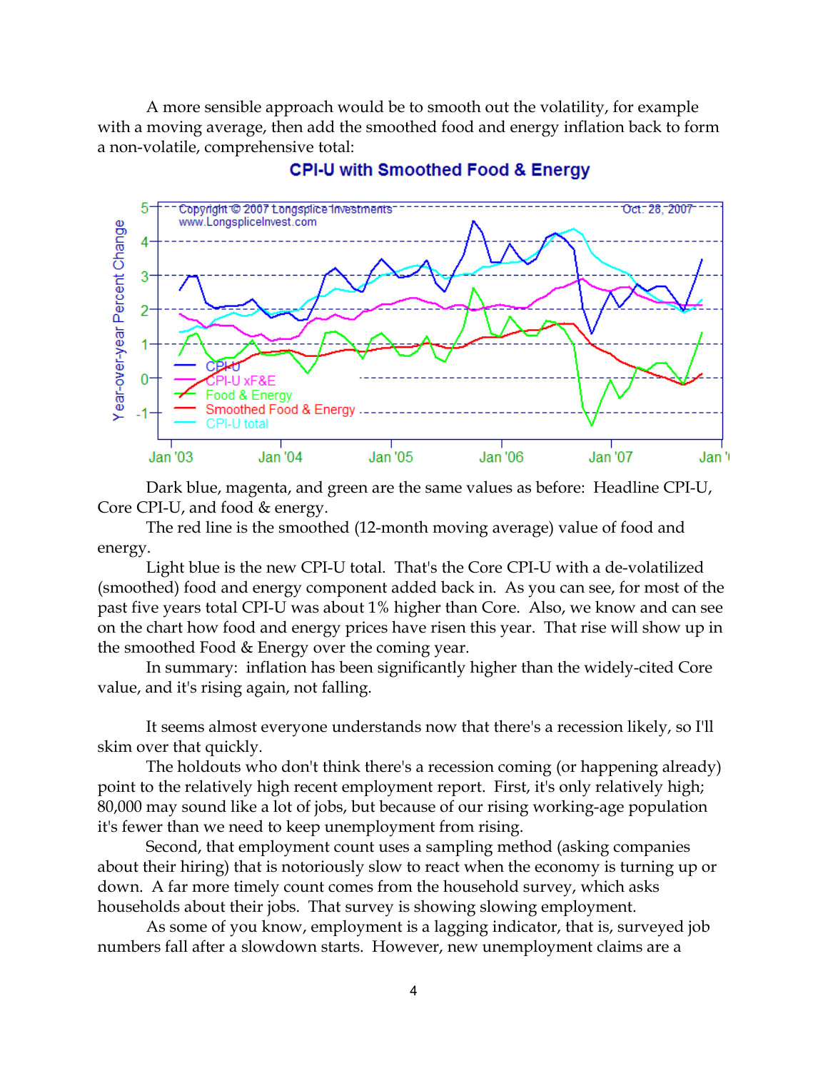A more sensible approach would be to smooth out the volatility, for example with a moving average, then add the smoothed food and energy inflation back to form a non-volatile, comprehensive total:

Dark blue, magenta, and green are the same values as before: Headline CPI-U, Core CPI-U, and food & energy.

The red line is the smoothed (12-month moving average) value of food and energy.

Light blue is the new CPI-U total. That's the Core CPI-U with a de-volatilized (smoothed) food and energy component added back in. As you can see, for most of the past five years total CPI-U was about 1% higher than Core. Also, we know and can see on the chart how food and energy prices have risen this year. That rise will show up in the smoothed Food & Energy over the coming year.

In summary: inflation has been significantly higher than the widely-cited Core value, and it's rising again, not falling.

It seems almost everyone understands now that there's a recession likely, so I'll skim over that quickly.

The holdouts who don't think there's a recession coming (or happening already) point to the relatively high recent employment report. First, it's only relatively high; 80,000 may sound like a lot of jobs, but because of our rising working-age population it's fewer than we need to keep unemployment from rising.

Second, that employment count uses a sampling method (asking companies about their hiring) that is notoriously slow to react when the economy is turning up or down. A far more timely count comes from the household survey, which asks households about their jobs. That survey is showing slowing employment.

As some of you know, employment is a lagging indicator, that is, surveyed job numbers fall after a slowdown starts. However, new unemployment claims are a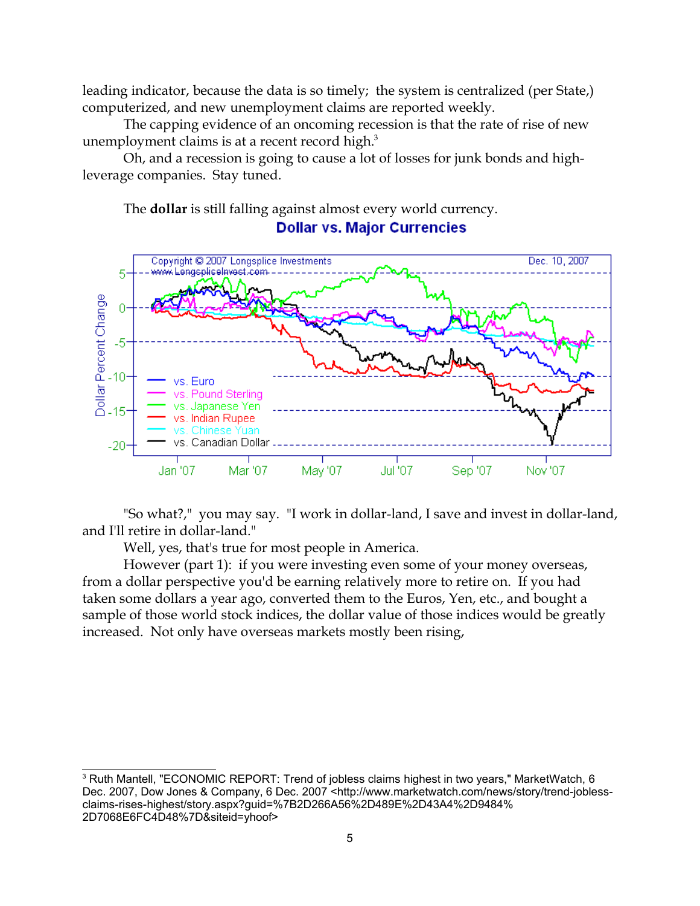leading indicator, because the data is so timely; the system is centralized (per State,) computerized, and new unemployment claims are reported weekly.

The capping evidence of an oncoming recession is that the rate of rise of new unemployment claims is at a recent record high.[3]

Oh, and a recession is going to cause a lot of losses for junk bonds and high-leverage companies. Stay tuned.

The **dollar** is still falling against almost every world currency.

**Dollar vs. Major Currencies**

"So what?," you may say. "I work in dollar-land, I save and invest in dollar-land, and I'll retire in dollar-land."

Well, yes, that's true for most people in America.

However (part 1): if you were investing even some of your money overseas, from a dollar perspective you'd be earning relatively more to retire on. If you had taken some dollars a year ago, converted them to the Euros, Yen, etc., and bought a sample of those world stock indices, the dollar value of those indices would be greatly increased. Not only have overseas markets mostly been rising,

---

[3] Ruth Mantell, "ECONOMIC REPORT: Trend of jobless claims highest in two years," MarketWatch, 6 Dec. 2007, Dow Jones & Company, 6 Dec. 2007 <http://www.marketwatch.com/news/story/trend-jobless-claims-rises-highest/story.aspx?guid=%7B2D266A56%2D489E%2D43A4%2D9484%2D7068E6FC4D48%7D&siteid=yhoof>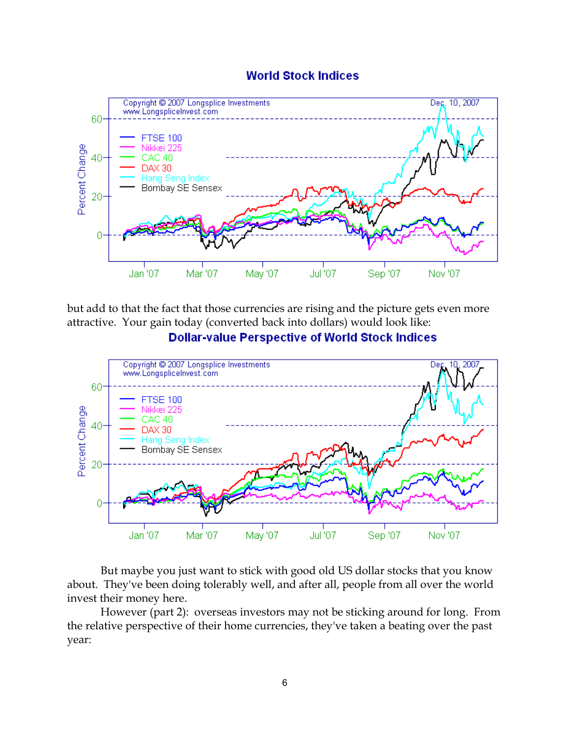**World Stock Indices**

but add to that the fact that those currencies are rising and the picture gets even more attractive. Your gain today (converted back into dollars) would look like:

**Dollar-value Perspective of World Stock Indices**

But maybe you just want to stick with good old US dollar stocks that you know about. They've been doing tolerably well, and after all, people from all over the world invest their money here.

However (part 2): overseas investors may not be sticking around for long. From the relative perspective of their home currencies, they've taken a beating over the past year: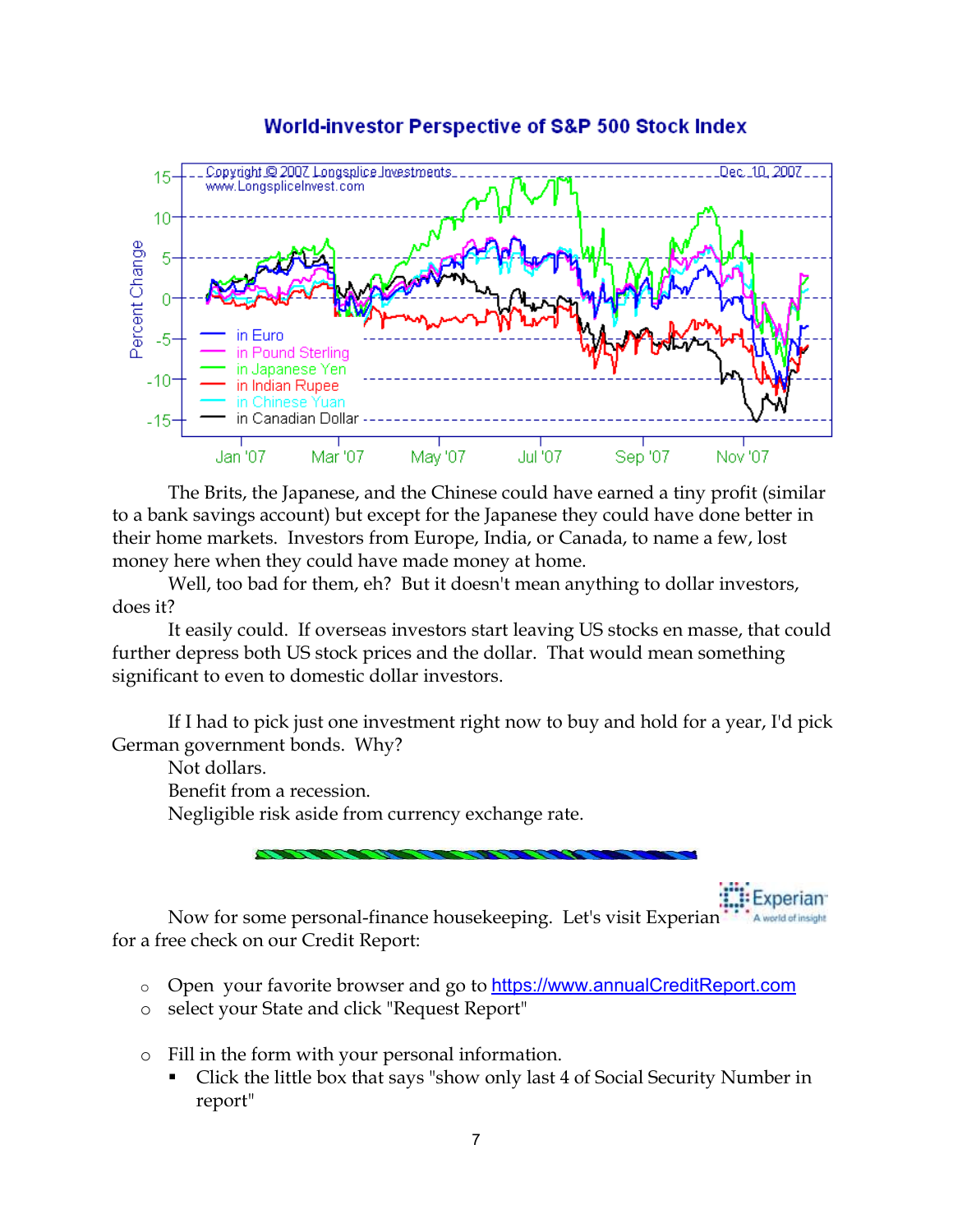**World-investor Perspective of S&P 500 Stock Index**

Copyright © 2007 Longsplice Investments
www.LongspliceInvest.com
Dec. 10, 2007

Percent Change

- in Euro
- in Pound Sterling
- in Japanese Yen
- in Indian Rupee
- in Chinese Yuan
- in Canadian Dollar

Jan '07 Mar '07 May '07 Jul '07 Sep '07 Nov '07

The Brits, the Japanese, and the Chinese could have earned a tiny profit (similar to a bank savings account) but except for the Japanese they could have done better in their home markets. Investors from Europe, India, or Canada, to name a few, lost money here when they could have made money at home.

Well, too bad for them, eh? But it doesn't mean anything to dollar investors, does it?

It easily could. If overseas investors start leaving US stocks en masse, that could further depress both US stock prices and the dollar. That would mean something significant to even to domestic dollar investors.

If I had to pick just one investment right now to buy and hold for a year, I'd pick German government bonds. Why?

Not dollars.
Benefit from a recession.
Negligible risk aside from currency exchange rate.

---

Now for some personal-finance housekeeping. Let's visit Experian for a free check on our Credit Report:

- Open your favorite browser and go to https://www.annualCreditReport.com
- select your State and click "Request Report"

- Fill in the form with your personal information.
  - Click the little box that says "show only last 4 of Social Security Number in report"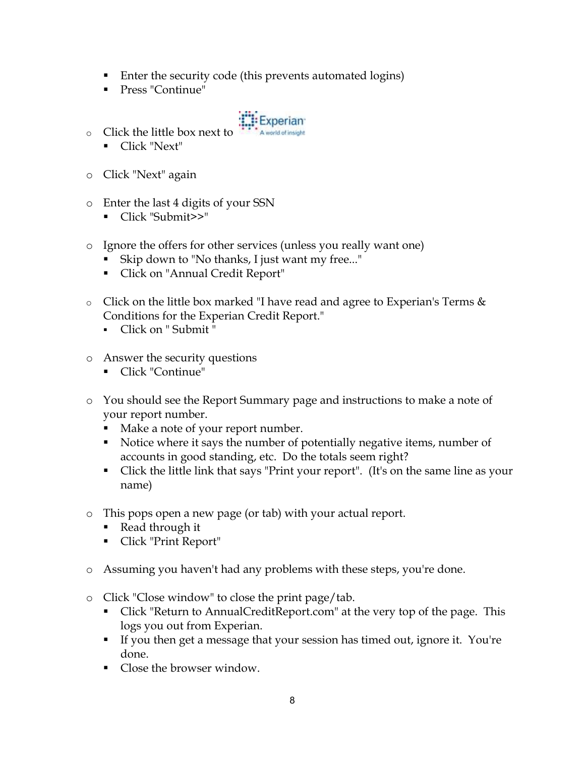- Enter the security code (this prevents automated logins)
  - Press "Continue"

- Click the little box next to Experian A world of insight
  - Click "Next"

- Click "Next" again

- Enter the last 4 digits of your SSN
  - Click "Submit>>"

- Ignore the offers for other services (unless you really want one)
  - Skip down to "No thanks, I just want my free..."
  - Click on "Annual Credit Report"

- Click on the little box marked "I have read and agree to Experian's Terms & Conditions for the Experian Credit Report."
  - Click on " Submit "

- Answer the security questions
  - Click "Continue"

- You should see the Report Summary page and instructions to make a note of your report number.
  - Make a note of your report number.
  - Notice where it says the number of potentially negative items, number of accounts in good standing, etc. Do the totals seem right?
  - Click the little link that says "Print your report". (It's on the same line as your name)

- This pops open a new page (or tab) with your actual report.
  - Read through it
  - Click "Print Report"

- Assuming you haven't had any problems with these steps, you're done.

- Click "Close window" to close the print page/tab.
  - Click "Return to AnnualCreditReport.com" at the very top of the page. This logs you out from Experian.
  - If you then get a message that your session has timed out, ignore it. You're done.
  - Close the browser window.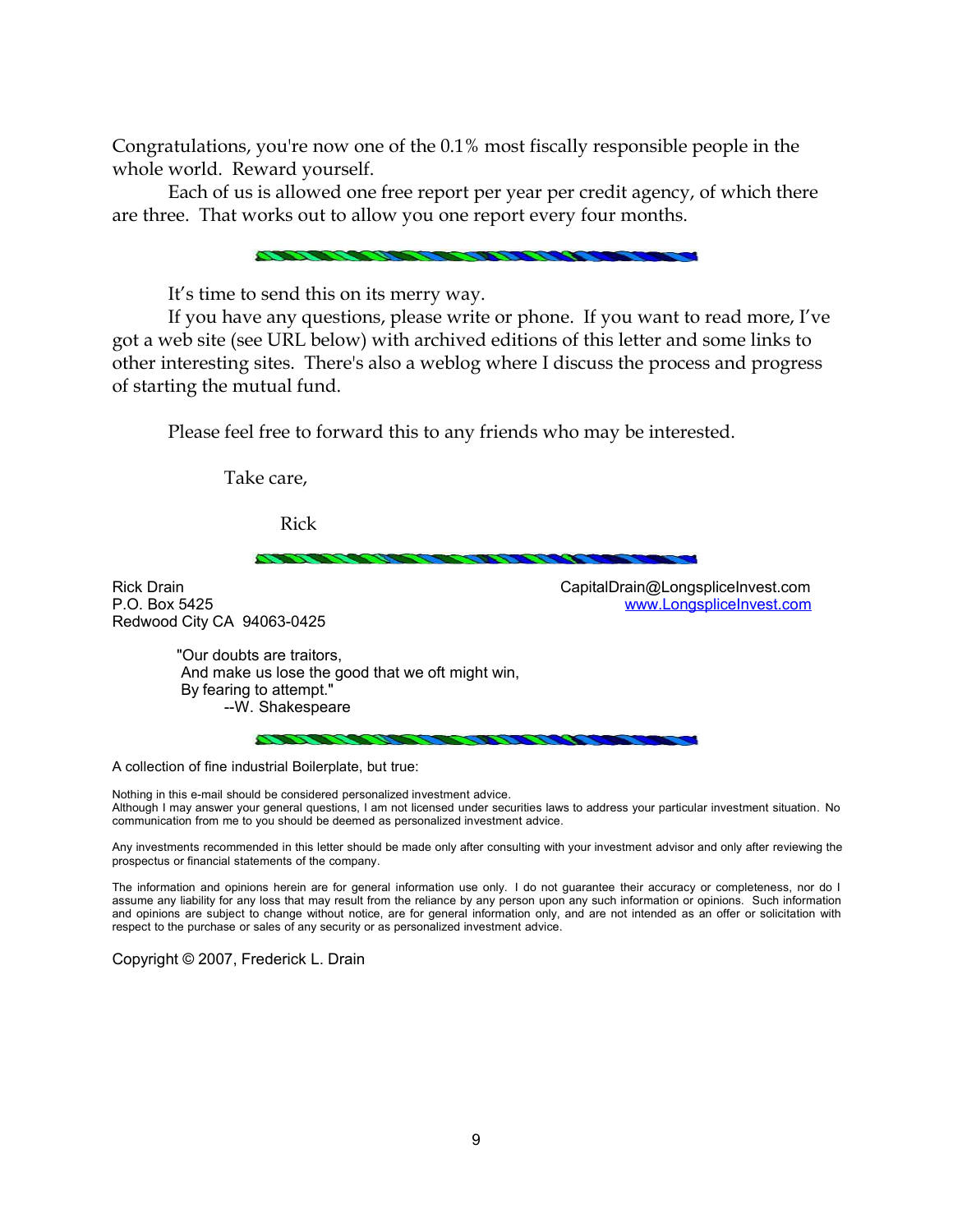Congratulations, you're now one of the 0.1% most fiscally responsible people in the whole world. Reward yourself.

Each of us is allowed one free report per year per credit agency, of which there are three. That works out to allow you one report every four months.

---

It's time to send this on its merry way.

If you have any questions, please write or phone. If you want to read more, I've got a web site (see URL below) with archived editions of this letter and some links to other interesting sites. There's also a weblog where I discuss the process and progress of starting the mutual fund.

Please feel free to forward this to any friends who may be interested.

Take care,

Rick

---

Rick Drain
P.O. Box 5425
Redwood City CA 94063-0425

CapitalDrain@LongspliceInvest.com
www.LongspliceInvest.com

"Our doubts are traitors,
And make us lose the good that we oft might win,
By fearing to attempt."
--W. Shakespeare

---

A collection of fine industrial Boilerplate, but true:

Nothing in this e-mail should be considered personalized investment advice.
Although I may answer your general questions, I am not licensed under securities laws to address your particular investment situation. No communication from me to you should be deemed as personalized investment advice.

Any investments recommended in this letter should be made only after consulting with your investment advisor and only after reviewing the prospectus or financial statements of the company.

The information and opinions herein are for general information use only. I do not guarantee their accuracy or completeness, nor do I assume any liability for any loss that may result from the reliance by any person upon any such information or opinions. Such information and opinions are subject to change without notice, are for general information only, and are not intended as an offer or solicitation with respect to the purchase or sales of any security or as personalized investment advice.

Copyright © 2007, Frederick L. Drain